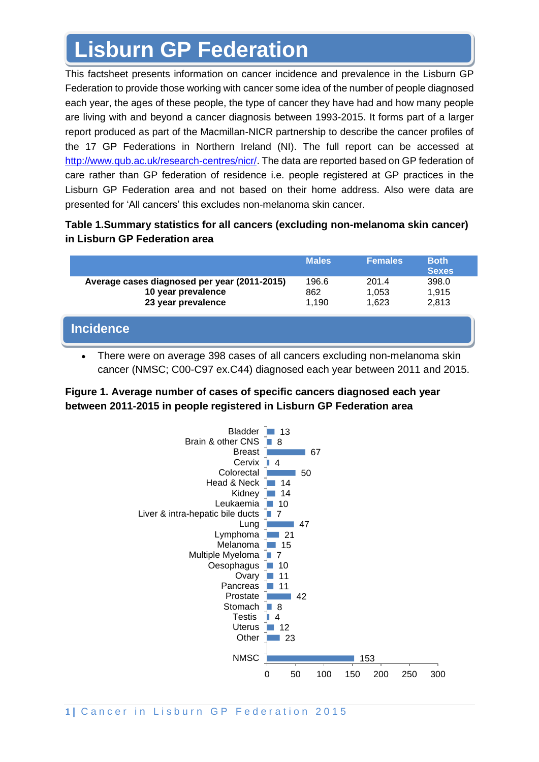# Lisburn GP Federation

This factsheet presents information on cancer incidence and prevalence in the Lisburn GP Federation to provide those working with cancer some idea of the number of people diagnosed each year, the ages of these people, the type of cancer they have had and how many people are living with and beyond a cancer diagnosis between 1993-2015. It forms part of a larger report produced as part of the Macmillan-NICR partnership to describe the cancer profiles of the 17 GP Federations in Northern Ireland (NI). The full report can be accessed at http://www.qub.ac.uk/research-centres/nicr/. The data are reported based on GP federation of care rather than GP federation of residence i.e. people registered at GP practices in the Lisburn GP Federation area and not based on their home address. Also were data are presented for 'All cancers' this excludes non-melanoma skin cancer.

**Table 1.Summary statistics for all cancers (excluding non-melanoma skin cancer) in Lisburn GP Federation area**

| | Males | Females | Both Sexes |
|---|---|---|---|
| **Average cases diagnosed per year (2011-2015)** | 196.6 | 201.4 | 398.0 |
| **10 year prevalence** | 862 | 1,053 | 1,915 |
| **23 year prevalence** | 1,190 | 1,623 | 2,813 |

## Incidence

- There were on average 398 cases of all cancers excluding non-melanoma skin cancer (NMSC; C00-C97 ex.C44) diagnosed each year between 2011 and 2015.

**Figure 1. Average number of cases of specific cancers diagnosed each year between 2011-2015 in people registered in Lisburn GP Federation area**

| Cancer | Average cases per year |
|---|---|
| Bladder | 13 |
| Brain & other CNS | 8 |
| Breast | 67 |
| Cervix | 4 |
| Colorectal | 50 |
| Head & Neck | 14 |
| Kidney | 14 |
| Leukaemia | 10 |
| Liver & intra-hepatic bile ducts | 7 |
| Lung | 47 |
| Lymphoma | 21 |
| Melanoma | 15 |
| Multiple Myeloma | 7 |
| Oesophagus | 10 |
| Ovary | 11 |
| Pancreas | 11 |
| Prostate | 42 |
| Stomach | 8 |
| Testis | 4 |
| Uterus | 12 |
| Other | 23 |
| NMSC | 153 |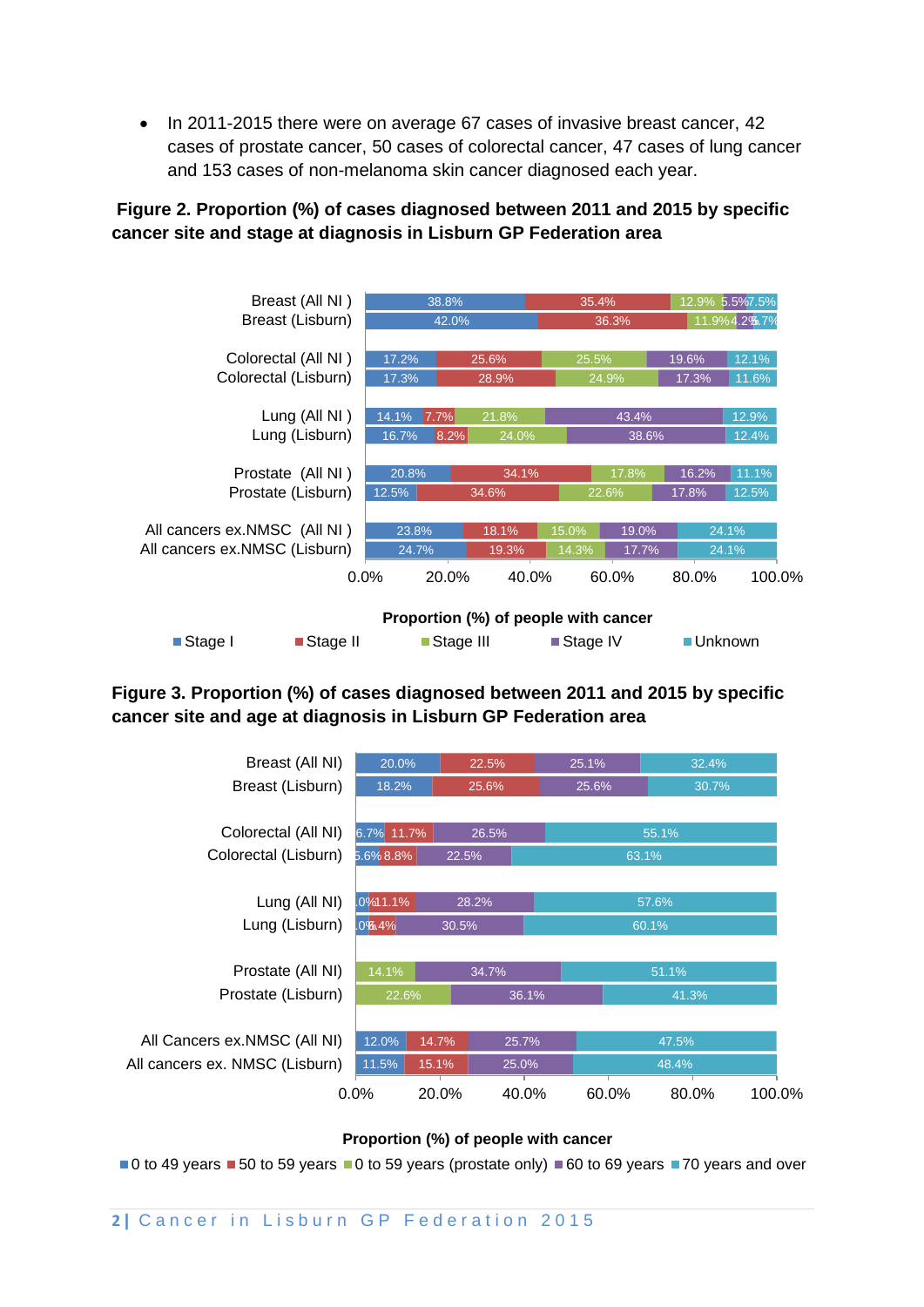- In 2011-2015 there were on average 67 cases of invasive breast cancer, 42 cases of prostate cancer, 50 cases of colorectal cancer, 47 cases of lung cancer and 153 cases of non-melanoma skin cancer diagnosed each year.

**Figure 2. Proportion (%) of cases diagnosed between 2011 and 2015 by specific cancer site and stage at diagnosis in Lisburn GP Federation area**

| | Stage I | Stage II | Stage III | Stage IV | Unknown |
|---|---|---|---|---|---|
| Breast (All NI) | 38.8% | 35.4% | 12.9% | 5.5% | 7.5% |
| Breast (Lisburn) | 42.0% | 36.3% | 11.9% | 4.2% | 5.7% |
| Colorectal (All NI) | 17.2% | 25.6% | 25.5% | 19.6% | 12.1% |
| Colorectal (Lisburn) | 17.3% | 28.9% | 24.9% | 17.3% | 11.6% |
| Lung (All NI) | 14.1% | 7.7% | 21.8% | 43.4% | 12.9% |
| Lung (Lisburn) | 16.7% | 8.2% | 24.0% | 38.6% | 12.4% |
| Prostate (All NI) | 20.8% | 34.1% | 17.8% | 16.2% | 11.1% |
| Prostate (Lisburn) | 12.5% | 34.6% | 22.6% | 17.8% | 12.5% |
| All cancers ex.NMSC (All NI) | 23.8% | 18.1% | 15.0% | 19.0% | 24.1% |
| All cancers ex.NMSC (Lisburn) | 24.7% | 19.3% | 14.3% | 17.7% | 24.1% |

Proportion (%) of people with cancer

**Figure 3. Proportion (%) of cases diagnosed between 2011 and 2015 by specific cancer site and age at diagnosis in Lisburn GP Federation area**

| | 0 to 49 years | 50 to 59 years | 0 to 59 years (prostate only) | 60 to 69 years | 70 years and over |
|---|---|---|---|---|---|
| Breast (All NI) | 20.0% | 22.5% | | 25.1% | 32.4% |
| Breast (Lisburn) | 18.2% | 25.6% | | 25.6% | 30.7% |
| Colorectal (All NI) | 6.7% | 11.7% | | 26.5% | 55.1% |
| Colorectal (Lisburn) | 5.6% | 8.8% | | 22.5% | 63.1% |
| Lung (All NI) | 3.0% | 11.1% | | 28.2% | 57.6% |
| Lung (Lisburn) | 3.0% | 6.4% | | 30.5% | 60.1% |
| Prostate (All NI) | | | 14.1% | 34.7% | 51.1% |
| Prostate (Lisburn) | | | 22.6% | 36.1% | 41.3% |
| All Cancers ex.NMSC (All NI) | 12.0% | 14.7% | | 25.7% | 47.5% |
| All cancers ex. NMSC (Lisburn) | 11.5% | 15.1% | | 25.0% | 48.4% |

Proportion (%) of people with cancer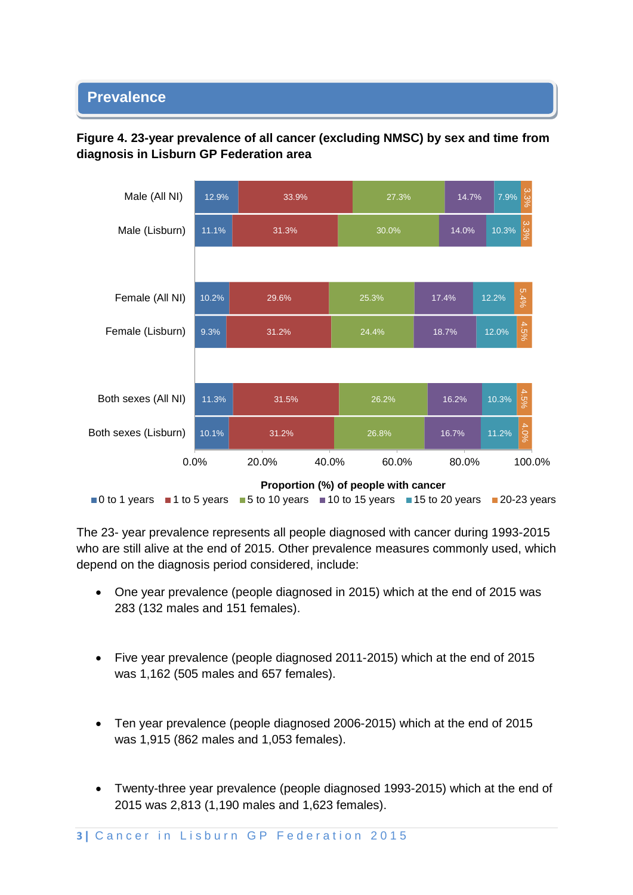## Prevalence

**Figure 4. 23-year prevalence of all cancer (excluding NMSC) by sex and time from diagnosis in Lisburn GP Federation area**

| | 0 to 1 years | 1 to 5 years | 5 to 10 years | 10 to 15 years | 15 to 20 years | 20-23 years |
|---|---|---|---|---|---|---|
| Male (All NI) | 12.9% | 33.9% | 27.3% | 14.7% | 7.9% | 3.3% |
| Male (Lisburn) | 11.1% | 31.3% | 30.0% | 14.0% | 10.3% | 3.3% |
| Female (All NI) | 10.2% | 29.6% | 25.3% | 17.4% | 12.2% | 5.4% |
| Female (Lisburn) | 9.3% | 31.2% | 24.4% | 18.7% | 12.0% | 4.5% |
| Both sexes (All NI) | 11.3% | 31.5% | 26.2% | 16.2% | 10.3% | 4.5% |
| Both sexes (Lisburn) | 10.1% | 31.2% | 26.8% | 16.7% | 11.2% | 4.0% |

Proportion (%) of people with cancer

The 23- year prevalence represents all people diagnosed with cancer during 1993-2015 who are still alive at the end of 2015. Other prevalence measures commonly used, which depend on the diagnosis period considered, include:

- One year prevalence (people diagnosed in 2015) which at the end of 2015 was 283 (132 males and 151 females).
- Five year prevalence (people diagnosed 2011-2015) which at the end of 2015 was 1,162 (505 males and 657 females).
- Ten year prevalence (people diagnosed 2006-2015) which at the end of 2015 was 1,915 (862 males and 1,053 females).
- Twenty-three year prevalence (people diagnosed 1993-2015) which at the end of 2015 was 2,813 (1,190 males and 1,623 females).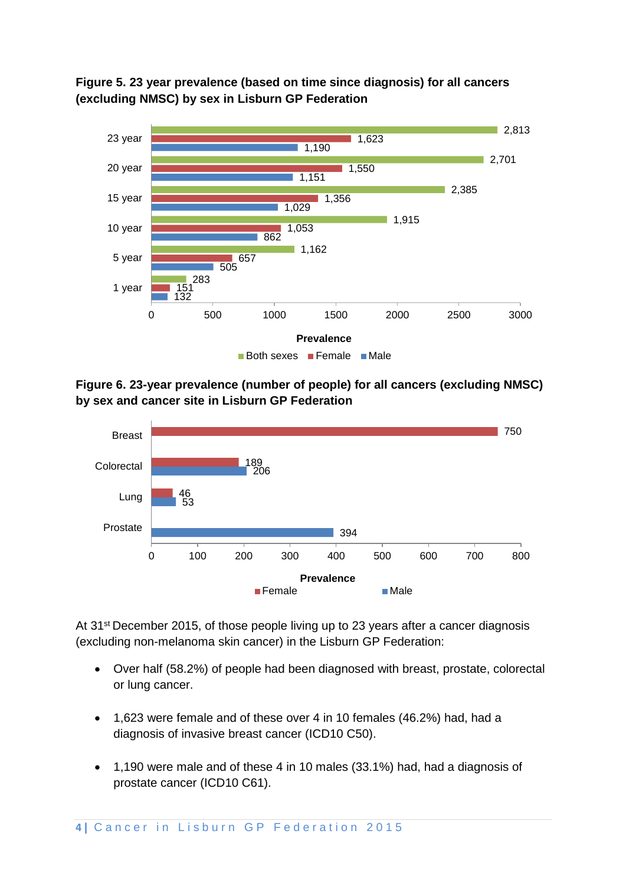**Figure 5. 23 year prevalence (based on time since diagnosis) for all cancers (excluding NMSC) by sex in Lisburn GP Federation**

| | Both sexes | Female | Male |
|---|---|---|---|
| 23 year | 2,813 | 1,623 | 1,190 |
| 20 year | 2,701 | 1,550 | 1,151 |
| 15 year | 2,385 | 1,356 | 1,029 |
| 10 year | 1,915 | 1,053 | 862 |
| 5 year | 1,162 | 657 | 505 |
| 1 year | 283 | 151 | 132 |

**Figure 6. 23-year prevalence (number of people) for all cancers (excluding NMSC) by sex and cancer site in Lisburn GP Federation**

| | Female | Male |
|---|---|---|
| Breast | 750 | |
| Colorectal | 189 | 206 |
| Lung | 46 | 53 |
| Prostate | | 394 |

At 31st December 2015, of those people living up to 23 years after a cancer diagnosis (excluding non-melanoma skin cancer) in the Lisburn GP Federation:

- Over half (58.2%) of people had been diagnosed with breast, prostate, colorectal or lung cancer.
- 1,623 were female and of these over 4 in 10 females (46.2%) had, had a diagnosis of invasive breast cancer (ICD10 C50).
- 1,190 were male and of these 4 in 10 males (33.1%) had, had a diagnosis of prostate cancer (ICD10 C61).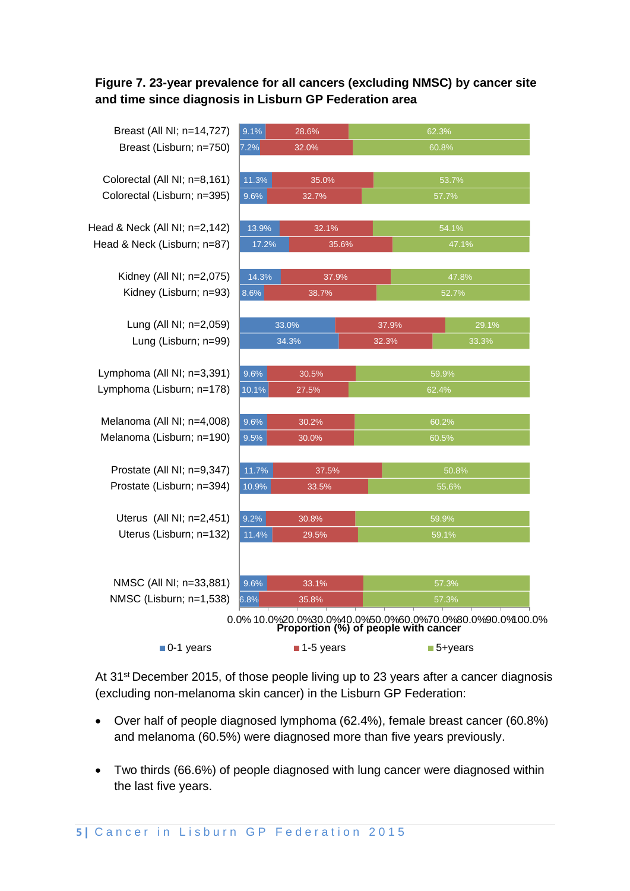**Figure 7. 23-year prevalence for all cancers (excluding NMSC) by cancer site and time since diagnosis in Lisburn GP Federation area**

| Cancer site | 0-1 years | 1-5 years | 5+years |
|---|---|---|---|
| Breast (All NI; n=14,727) | 9.1% | 28.6% | 62.3% |
| Breast (Lisburn; n=750) | 7.2% | 32.0% | 60.8% |
| Colorectal (All NI; n=8,161) | 11.3% | 35.0% | 53.7% |
| Colorectal (Lisburn; n=395) | 9.6% | 32.7% | 57.7% |
| Head & Neck (All NI; n=2,142) | 13.9% | 32.1% | 54.1% |
| Head & Neck (Lisburn; n=87) | 17.2% | 35.6% | 47.1% |
| Kidney (All NI; n=2,075) | 14.3% | 37.9% | 47.8% |
| Kidney (Lisburn; n=93) | 8.6% | 38.7% | 52.7% |
| Lung (All NI; n=2,059) | 33.0% | 37.9% | 29.1% |
| Lung (Lisburn; n=99) | 34.3% | 32.3% | 33.3% |
| Lymphoma (All NI; n=3,391) | 9.6% | 30.5% | 59.9% |
| Lymphoma (Lisburn; n=178) | 10.1% | 27.5% | 62.4% |
| Melanoma (All NI; n=4,008) | 9.6% | 30.2% | 60.2% |
| Melanoma (Lisburn; n=190) | 9.5% | 30.0% | 60.5% |
| Prostate (All NI; n=9,347) | 11.7% | 37.5% | 50.8% |
| Prostate (Lisburn; n=394) | 10.9% | 33.5% | 55.6% |
| Uterus (All NI; n=2,451) | 9.2% | 30.8% | 59.9% |
| Uterus (Lisburn; n=132) | 11.4% | 29.5% | 59.1% |
| NMSC (All NI; n=33,881) | 9.6% | 33.1% | 57.3% |
| NMSC (Lisburn; n=1,538) | 6.8% | 35.8% | 57.3% |

Proportion (%) of people with cancer

At 31st December 2015, of those people living up to 23 years after a cancer diagnosis (excluding non-melanoma skin cancer) in the Lisburn GP Federation:

- Over half of people diagnosed lymphoma (62.4%), female breast cancer (60.8%) and melanoma (60.5%) were diagnosed more than five years previously.
- Two thirds (66.6%) of people diagnosed with lung cancer were diagnosed within the last five years.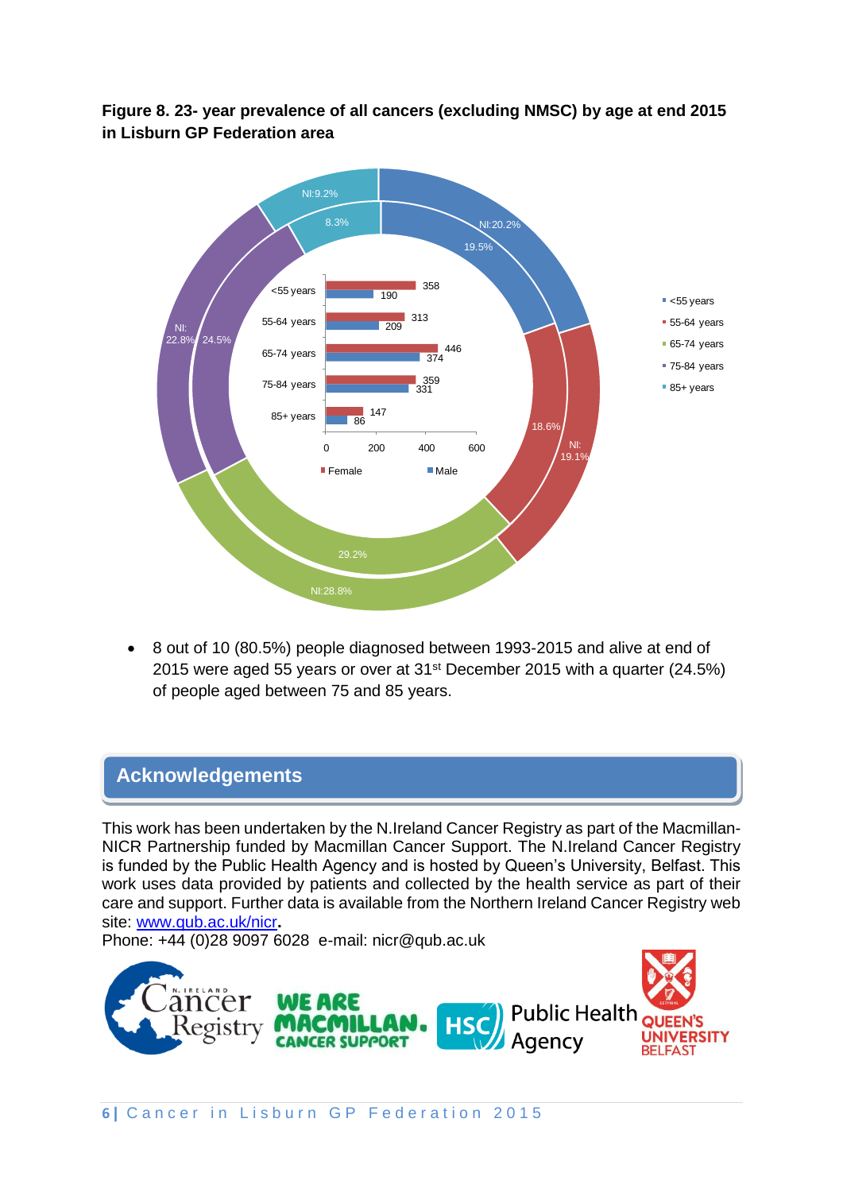**Figure 8. 23- year prevalence of all cancers (excluding NMSC) by age at end 2015 in Lisburn GP Federation area**

NI:9.2%
8.3%
NI:20.2%
19.5%
NI: 22.8%
24.5%
18.6%
NI: 19.1%
29.2%
NI:28.8%

<55 years 358 190
55-64 years 313 209
65-74 years 446 374
75-84 years 359 331
85+ years 147 86
0 200 400 600
Female
Male

<55 years
55-64 years
65-74 years
75-84 years
85+ years

- 8 out of 10 (80.5%) people diagnosed between 1993-2015 and alive at end of 2015 were aged 55 years or over at 31st December 2015 with a quarter (24.5%) of people aged between 75 and 85 years.

## Acknowledgements

This work has been undertaken by the N.Ireland Cancer Registry as part of the Macmillan-NICR Partnership funded by Macmillan Cancer Support. The N.Ireland Cancer Registry is funded by the Public Health Agency and is hosted by Queen's University, Belfast. This work uses data provided by patients and collected by the health service as part of their care and support. Further data is available from the Northern Ireland Cancer Registry web site: www.qub.ac.uk/nicr.
Phone: +44 (0)28 9097 6028 e-mail: nicr@qub.ac.uk